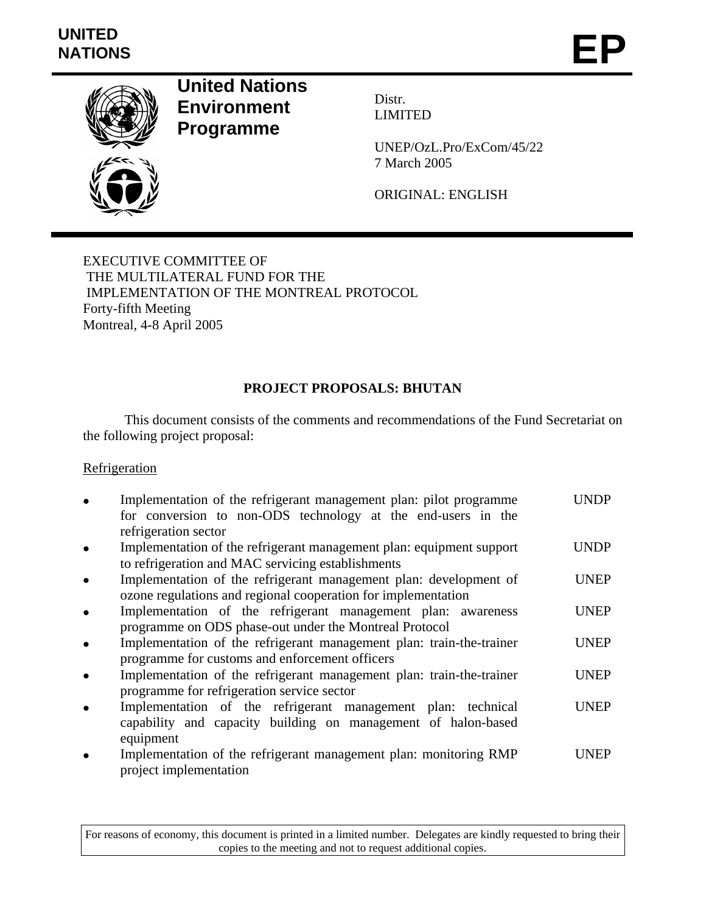UNITED NATIONS

EP

**United Nations Environment Programme**

Distr.
LIMITED

UNEP/OzL.Pro/ExCom/45/22
7 March 2005

ORIGINAL: ENGLISH

EXECUTIVE COMMITTEE OF
THE MULTILATERAL FUND FOR THE
IMPLEMENTATION OF THE MONTREAL PROTOCOL
Forty-fifth Meeting
Montreal, 4-8 April 2005

# PROJECT PROPOSALS: BHUTAN

This document consists of the comments and recommendations of the Fund Secretariat on the following project proposal:

Refrigeration

- Implementation of the refrigerant management plan: pilot programme for conversion to non-ODS technology at the end-users in the refrigeration sector — UNDP
- Implementation of the refrigerant management plan: equipment support to refrigeration and MAC servicing establishments — UNDP
- Implementation of the refrigerant management plan: development of ozone regulations and regional cooperation for implementation — UNEP
- Implementation of the refrigerant management plan: awareness programme on ODS phase-out under the Montreal Protocol — UNEP
- Implementation of the refrigerant management plan: train-the-trainer programme for customs and enforcement officers — UNEP
- Implementation of the refrigerant management plan: train-the-trainer programme for refrigeration service sector — UNEP
- Implementation of the refrigerant management plan: technical capability and capacity building on management of halon-based equipment — UNEP
- Implementation of the refrigerant management plan: monitoring RMP project implementation — UNEP

For reasons of economy, this document is printed in a limited number. Delegates are kindly requested to bring their copies to the meeting and not to request additional copies.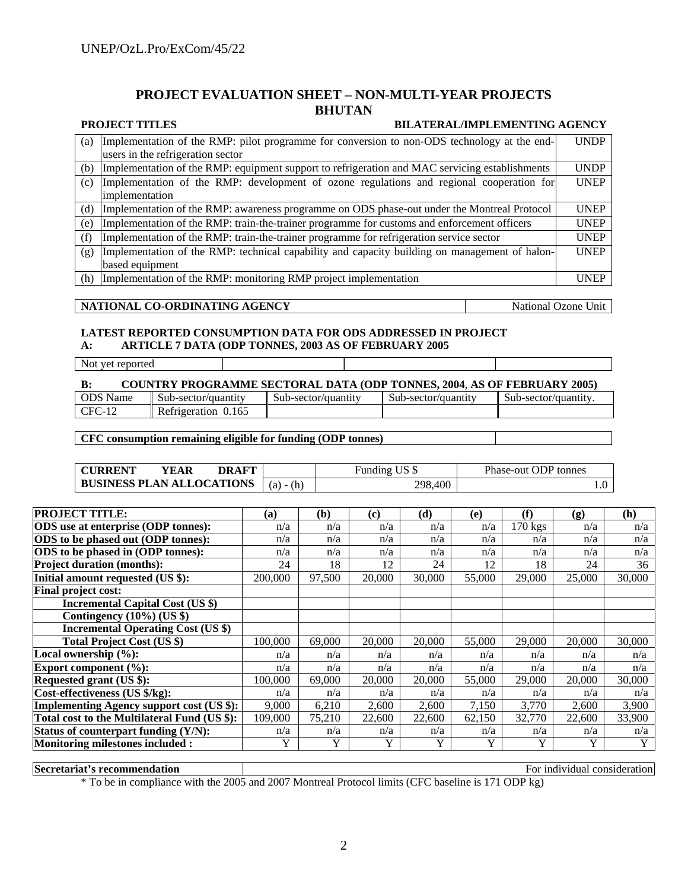## PROJECT EVALUATION SHEET – NON-MULTI-YEAR PROJECTS
## BHUTAN

| | PROJECT TITLES | BILATERAL/IMPLEMENTING AGENCY |
|---|---|---|
| (a) | Implementation of the RMP: pilot programme for conversion to non-ODS technology at the end-users in the refrigeration sector | UNDP |
| (b) | Implementation of the RMP: equipment support to refrigeration and MAC servicing establishments | UNDP |
| (c) | Implementation of the RMP: development of ozone regulations and regional cooperation for implementation | UNEP |
| (d) | Implementation of the RMP: awareness programme on ODS phase-out under the Montreal Protocol | UNEP |
| (e) | Implementation of the RMP: train-the-trainer programme for customs and enforcement officers | UNEP |
| (f) | Implementation of the RMP: train-the-trainer programme for refrigeration service sector | UNEP |
| (g) | Implementation of the RMP: technical capability and capacity building on management of halon-based equipment | UNEP |
| (h) | Implementation of the RMP: monitoring RMP project implementation | UNEP |

| NATIONAL CO-ORDINATING AGENCY | National Ozone Unit |
|---|---|

**LATEST REPORTED CONSUMPTION DATA FOR ODS ADDRESSED IN PROJECT**

**A: ARTICLE 7 DATA (ODP TONNES, 2003 AS OF FEBRUARY 2005**

| Not yet reported | | | |
|---|---|---|---|

**B: COUNTRY PROGRAMME SECTORAL DATA (ODP TONNES, 2004, AS OF FEBRUARY 2005)**

| ODS Name | Sub-sector/quantity | Sub-sector/quantity | Sub-sector/quantity | Sub-sector/quantity. |
|---|---|---|---|---|
| CFC-12 | Refrigeration 0.165 | | | |

| CFC consumption remaining eligible for funding (ODP tonnes) | |
|---|---|

| CURRENT YEAR DRAFT BUSINESS PLAN ALLOCATIONS | | Funding US $ | Phase-out ODP tonnes |
|---|---|---|---|
| | (a) - (h) | 298,400 | 1.0 |

| PROJECT TITLE: | (a) | (b) | (c) | (d) | (e) | (f) | (g) | (h) |
|---|---|---|---|---|---|---|---|---|
| **ODS use at enterprise (ODP tonnes):** | n/a | n/a | n/a | n/a | n/a | 170 kgs | n/a | n/a |
| **ODS to be phased out (ODP tonnes):** | n/a | n/a | n/a | n/a | n/a | n/a | n/a | n/a |
| **ODS to be phased in (ODP tonnes):** | n/a | n/a | n/a | n/a | n/a | n/a | n/a | n/a |
| **Project duration (months):** | 24 | 18 | 12 | 24 | 12 | 18 | 24 | 36 |
| **Initial amount requested (US $):** | 200,000 | 97,500 | 20,000 | 30,000 | 55,000 | 29,000 | 25,000 | 30,000 |
| **Final project cost:** | | | | | | | | |
| **Incremental Capital Cost (US $)** | | | | | | | | |
| **Contingency (10%) (US $)** | | | | | | | | |
| **Incremental Operating Cost (US $)** | | | | | | | | |
| **Total Project Cost (US $)** | 100,000 | 69,000 | 20,000 | 20,000 | 55,000 | 29,000 | 20,000 | 30,000 |
| **Local ownership (%):** | n/a | n/a | n/a | n/a | n/a | n/a | n/a | n/a |
| **Export component (%):** | n/a | n/a | n/a | n/a | n/a | n/a | n/a | n/a |
| **Requested grant (US $):** | 100,000 | 69,000 | 20,000 | 20,000 | 55,000 | 29,000 | 20,000 | 30,000 |
| **Cost-effectiveness (US $/kg):** | n/a | n/a | n/a | n/a | n/a | n/a | n/a | n/a |
| **Implementing Agency support cost (US $):** | 9,000 | 6,210 | 2,600 | 2,600 | 7,150 | 3,770 | 2,600 | 3,900 |
| **Total cost to the Multilateral Fund (US $):** | 109,000 | 75,210 | 22,600 | 22,600 | 62,150 | 32,770 | 22,600 | 33,900 |
| **Status of counterpart funding (Y/N):** | n/a | n/a | n/a | n/a | n/a | n/a | n/a | n/a |
| **Monitoring milestones included :** | Y | Y | Y | Y | Y | Y | Y | Y |

| Secretariat's recommendation | For individual consideration |
|---|---|

\* To be in compliance with the 2005 and 2007 Montreal Protocol limits (CFC baseline is 171 ODP kg)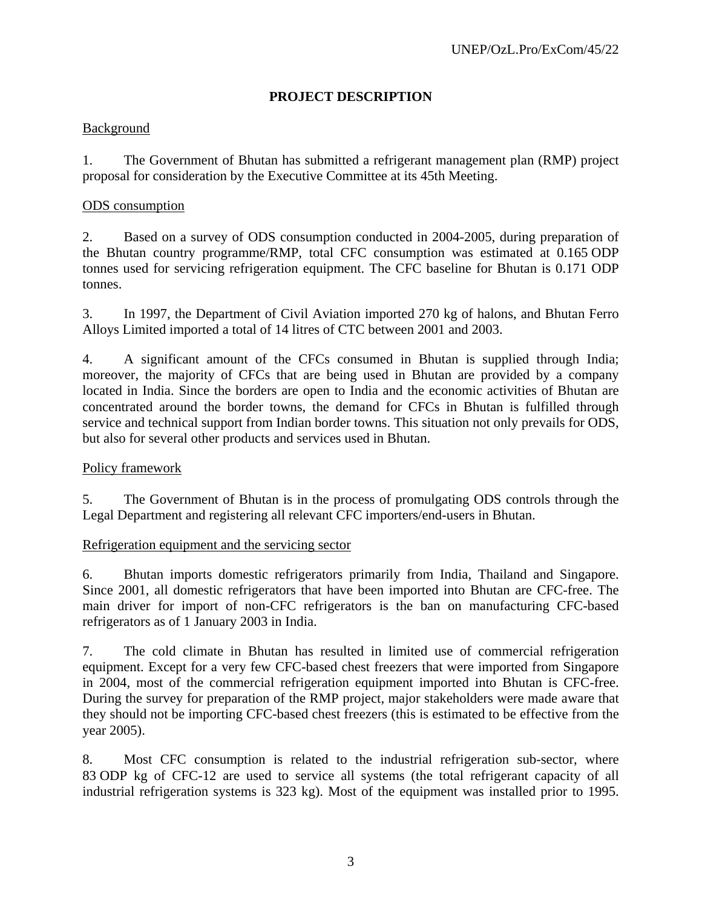## PROJECT DESCRIPTION

Background

1. The Government of Bhutan has submitted a refrigerant management plan (RMP) project proposal for consideration by the Executive Committee at its 45th Meeting.

ODS consumption

2. Based on a survey of ODS consumption conducted in 2004-2005, during preparation of the Bhutan country programme/RMP, total CFC consumption was estimated at 0.165 ODP tonnes used for servicing refrigeration equipment. The CFC baseline for Bhutan is 0.171 ODP tonnes.

3. In 1997, the Department of Civil Aviation imported 270 kg of halons, and Bhutan Ferro Alloys Limited imported a total of 14 litres of CTC between 2001 and 2003.

4. A significant amount of the CFCs consumed in Bhutan is supplied through India; moreover, the majority of CFCs that are being used in Bhutan are provided by a company located in India. Since the borders are open to India and the economic activities of Bhutan are concentrated around the border towns, the demand for CFCs in Bhutan is fulfilled through service and technical support from Indian border towns. This situation not only prevails for ODS, but also for several other products and services used in Bhutan.

Policy framework

5. The Government of Bhutan is in the process of promulgating ODS controls through the Legal Department and registering all relevant CFC importers/end-users in Bhutan.

Refrigeration equipment and the servicing sector

6. Bhutan imports domestic refrigerators primarily from India, Thailand and Singapore. Since 2001, all domestic refrigerators that have been imported into Bhutan are CFC-free. The main driver for import of non-CFC refrigerators is the ban on manufacturing CFC-based refrigerators as of 1 January 2003 in India.

7. The cold climate in Bhutan has resulted in limited use of commercial refrigeration equipment. Except for a very few CFC-based chest freezers that were imported from Singapore in 2004, most of the commercial refrigeration equipment imported into Bhutan is CFC-free. During the survey for preparation of the RMP project, major stakeholders were made aware that they should not be importing CFC-based chest freezers (this is estimated to be effective from the year 2005).

8. Most CFC consumption is related to the industrial refrigeration sub-sector, where 83 ODP kg of CFC-12 are used to service all systems (the total refrigerant capacity of all industrial refrigeration systems is 323 kg). Most of the equipment was installed prior to 1995.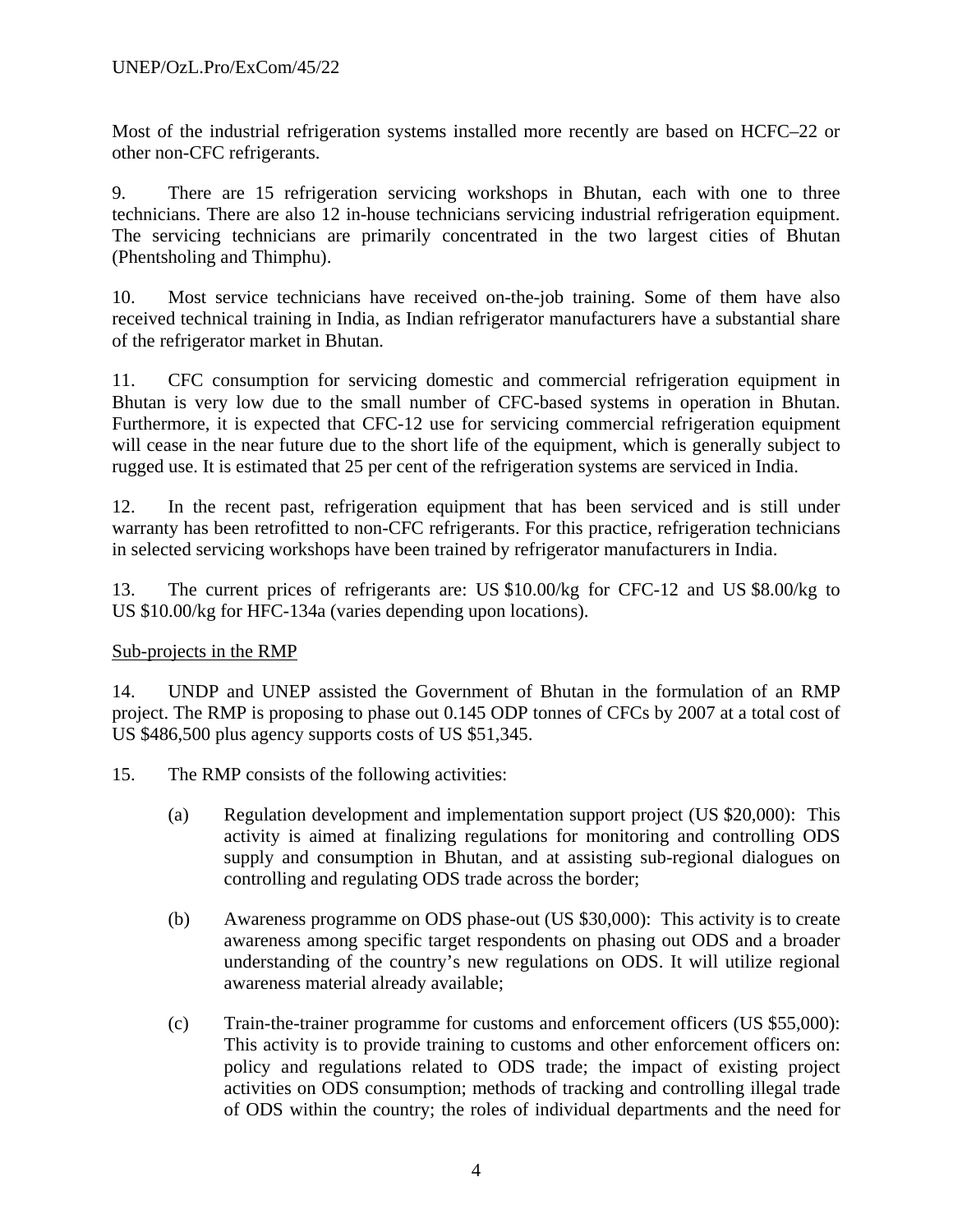Most of the industrial refrigeration systems installed more recently are based on HCFC–22 or other non-CFC refrigerants.

9. There are 15 refrigeration servicing workshops in Bhutan, each with one to three technicians. There are also 12 in-house technicians servicing industrial refrigeration equipment. The servicing technicians are primarily concentrated in the two largest cities of Bhutan (Phentsholing and Thimphu).

10. Most service technicians have received on-the-job training. Some of them have also received technical training in India, as Indian refrigerator manufacturers have a substantial share of the refrigerator market in Bhutan.

11. CFC consumption for servicing domestic and commercial refrigeration equipment in Bhutan is very low due to the small number of CFC-based systems in operation in Bhutan. Furthermore, it is expected that CFC-12 use for servicing commercial refrigeration equipment will cease in the near future due to the short life of the equipment, which is generally subject to rugged use. It is estimated that 25 per cent of the refrigeration systems are serviced in India.

12. In the recent past, refrigeration equipment that has been serviced and is still under warranty has been retrofitted to non-CFC refrigerants. For this practice, refrigeration technicians in selected servicing workshops have been trained by refrigerator manufacturers in India.

13. The current prices of refrigerants are: US $10.00/kg for CFC-12 and US $8.00/kg to US $10.00/kg for HFC-134a (varies depending upon locations).

Sub-projects in the RMP

14. UNDP and UNEP assisted the Government of Bhutan in the formulation of an RMP project. The RMP is proposing to phase out 0.145 ODP tonnes of CFCs by 2007 at a total cost of US $486,500 plus agency supports costs of US $51,345.

15. The RMP consists of the following activities:

(a) Regulation development and implementation support project (US $20,000): This activity is aimed at finalizing regulations for monitoring and controlling ODS supply and consumption in Bhutan, and at assisting sub-regional dialogues on controlling and regulating ODS trade across the border;

(b) Awareness programme on ODS phase-out (US $30,000): This activity is to create awareness among specific target respondents on phasing out ODS and a broader understanding of the country's new regulations on ODS. It will utilize regional awareness material already available;

(c) Train-the-trainer programme for customs and enforcement officers (US $55,000): This activity is to provide training to customs and other enforcement officers on: policy and regulations related to ODS trade; the impact of existing project activities on ODS consumption; methods of tracking and controlling illegal trade of ODS within the country; the roles of individual departments and the need for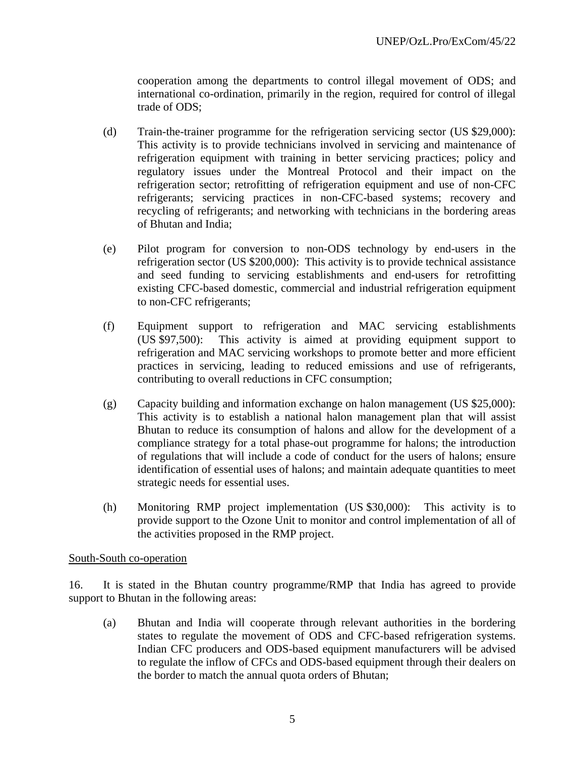cooperation among the departments to control illegal movement of ODS; and international co-ordination, primarily in the region, required for control of illegal trade of ODS;

(d) Train-the-trainer programme for the refrigeration servicing sector (US $29,000): This activity is to provide technicians involved in servicing and maintenance of refrigeration equipment with training in better servicing practices; policy and regulatory issues under the Montreal Protocol and their impact on the refrigeration sector; retrofitting of refrigeration equipment and use of non-CFC refrigerants; servicing practices in non-CFC-based systems; recovery and recycling of refrigerants; and networking with technicians in the bordering areas of Bhutan and India;

(e) Pilot program for conversion to non-ODS technology by end-users in the refrigeration sector (US $200,000): This activity is to provide technical assistance and seed funding to servicing establishments and end-users for retrofitting existing CFC-based domestic, commercial and industrial refrigeration equipment to non-CFC refrigerants;

(f) Equipment support to refrigeration and MAC servicing establishments (US $97,500): This activity is aimed at providing equipment support to refrigeration and MAC servicing workshops to promote better and more efficient practices in servicing, leading to reduced emissions and use of refrigerants, contributing to overall reductions in CFC consumption;

(g) Capacity building and information exchange on halon management (US $25,000): This activity is to establish a national halon management plan that will assist Bhutan to reduce its consumption of halons and allow for the development of a compliance strategy for a total phase-out programme for halons; the introduction of regulations that will include a code of conduct for the users of halons; ensure identification of essential uses of halons; and maintain adequate quantities to meet strategic needs for essential uses.

(h) Monitoring RMP project implementation (US $30,000): This activity is to provide support to the Ozone Unit to monitor and control implementation of all of the activities proposed in the RMP project.

South-South co-operation

16. It is stated in the Bhutan country programme/RMP that India has agreed to provide support to Bhutan in the following areas:

(a) Bhutan and India will cooperate through relevant authorities in the bordering states to regulate the movement of ODS and CFC-based refrigeration systems. Indian CFC producers and ODS-based equipment manufacturers will be advised to regulate the inflow of CFCs and ODS-based equipment through their dealers on the border to match the annual quota orders of Bhutan;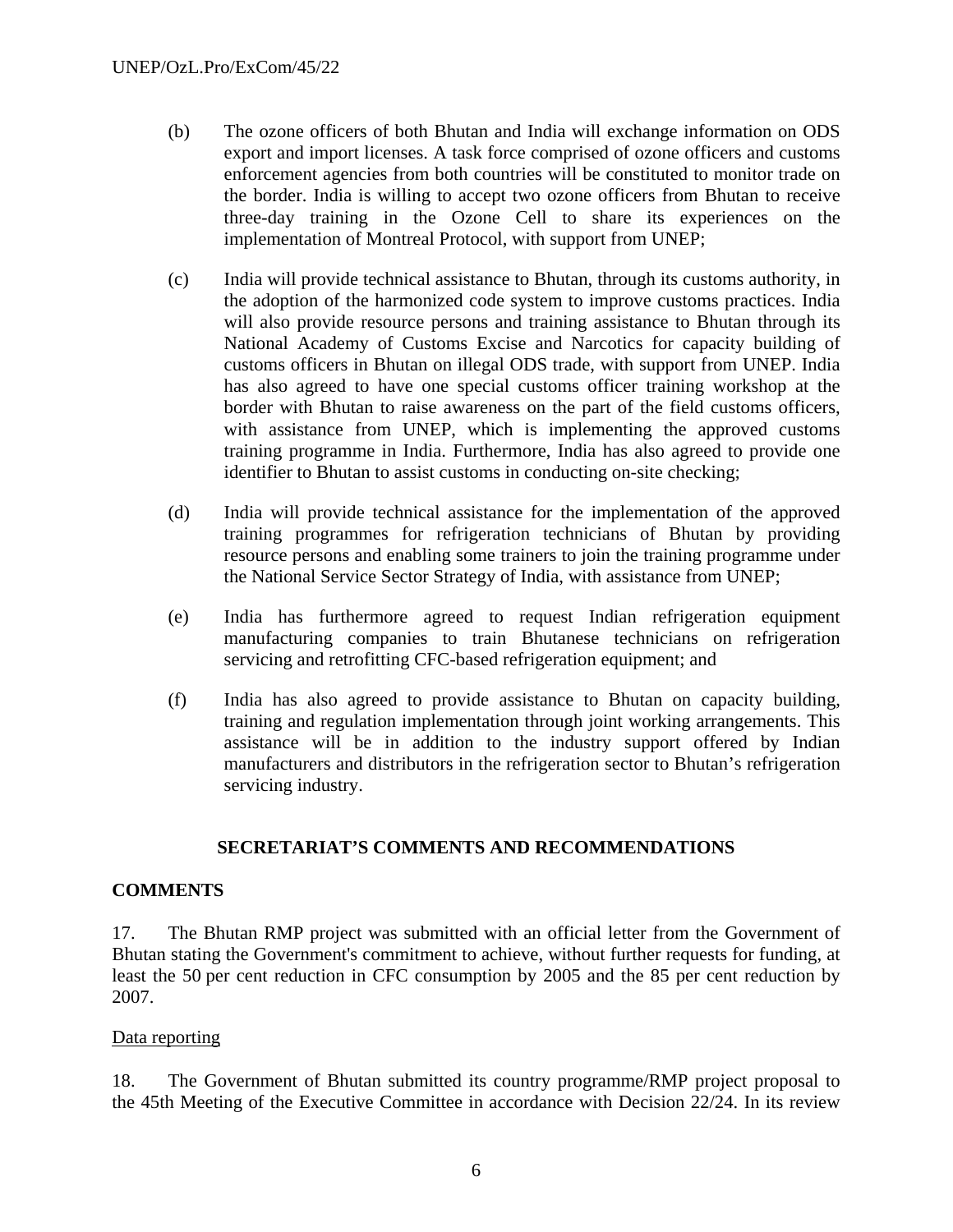(b) The ozone officers of both Bhutan and India will exchange information on ODS export and import licenses. A task force comprised of ozone officers and customs enforcement agencies from both countries will be constituted to monitor trade on the border. India is willing to accept two ozone officers from Bhutan to receive three-day training in the Ozone Cell to share its experiences on the implementation of Montreal Protocol, with support from UNEP;

(c) India will provide technical assistance to Bhutan, through its customs authority, in the adoption of the harmonized code system to improve customs practices. India will also provide resource persons and training assistance to Bhutan through its National Academy of Customs Excise and Narcotics for capacity building of customs officers in Bhutan on illegal ODS trade, with support from UNEP. India has also agreed to have one special customs officer training workshop at the border with Bhutan to raise awareness on the part of the field customs officers, with assistance from UNEP, which is implementing the approved customs training programme in India. Furthermore, India has also agreed to provide one identifier to Bhutan to assist customs in conducting on-site checking;

(d) India will provide technical assistance for the implementation of the approved training programmes for refrigeration technicians of Bhutan by providing resource persons and enabling some trainers to join the training programme under the National Service Sector Strategy of India, with assistance from UNEP;

(e) India has furthermore agreed to request Indian refrigeration equipment manufacturing companies to train Bhutanese technicians on refrigeration servicing and retrofitting CFC-based refrigeration equipment; and

(f) India has also agreed to provide assistance to Bhutan on capacity building, training and regulation implementation through joint working arrangements. This assistance will be in addition to the industry support offered by Indian manufacturers and distributors in the refrigeration sector to Bhutan's refrigeration servicing industry.

## SECRETARIAT'S COMMENTS AND RECOMMENDATIONS

### COMMENTS

17. The Bhutan RMP project was submitted with an official letter from the Government of Bhutan stating the Government's commitment to achieve, without further requests for funding, at least the 50 per cent reduction in CFC consumption by 2005 and the 85 per cent reduction by 2007.

Data reporting

18. The Government of Bhutan submitted its country programme/RMP project proposal to the 45th Meeting of the Executive Committee in accordance with Decision 22/24. In its review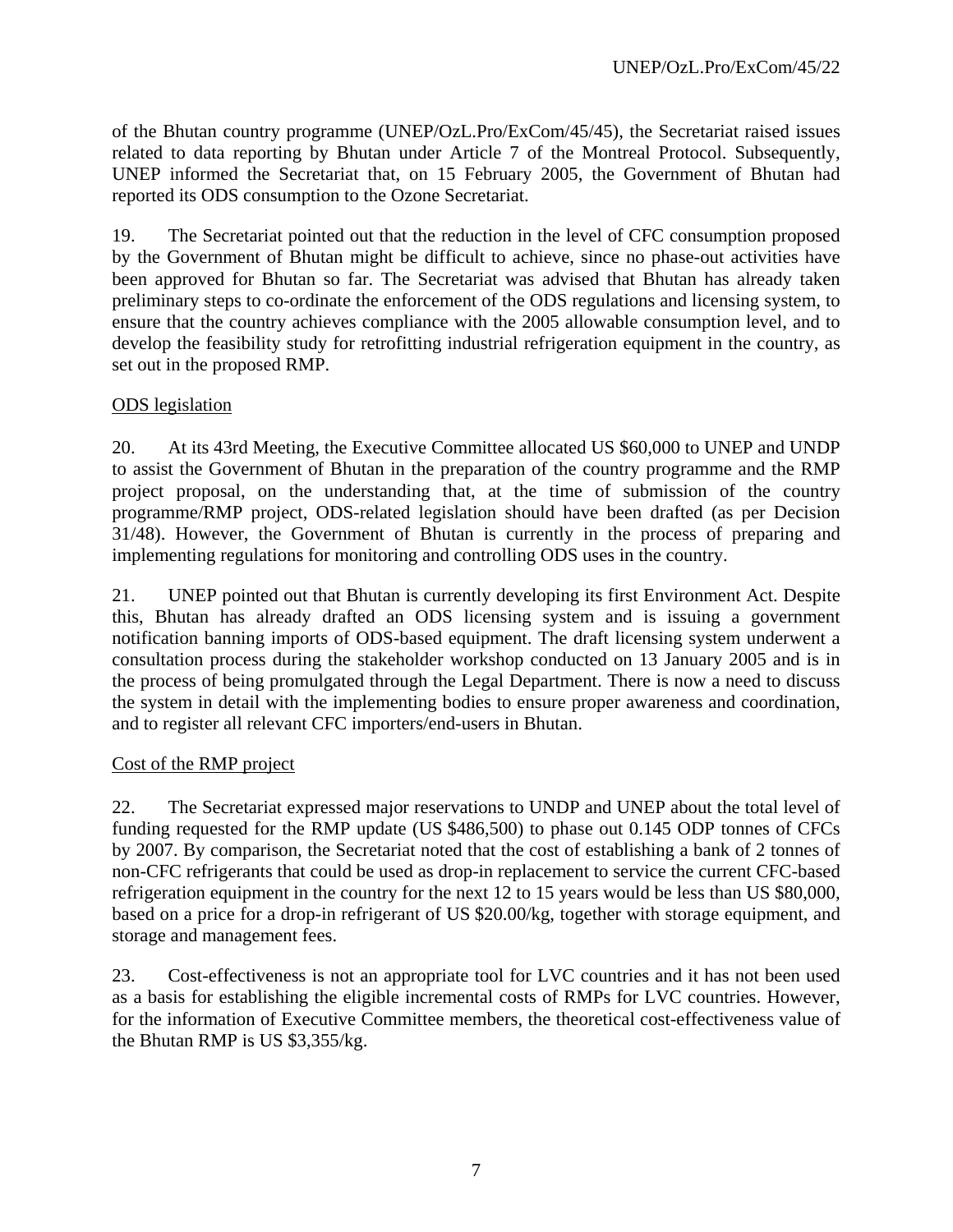of the Bhutan country programme (UNEP/OzL.Pro/ExCom/45/45), the Secretariat raised issues related to data reporting by Bhutan under Article 7 of the Montreal Protocol. Subsequently, UNEP informed the Secretariat that, on 15 February 2005, the Government of Bhutan had reported its ODS consumption to the Ozone Secretariat.

19. The Secretariat pointed out that the reduction in the level of CFC consumption proposed by the Government of Bhutan might be difficult to achieve, since no phase-out activities have been approved for Bhutan so far. The Secretariat was advised that Bhutan has already taken preliminary steps to co-ordinate the enforcement of the ODS regulations and licensing system, to ensure that the country achieves compliance with the 2005 allowable consumption level, and to develop the feasibility study for retrofitting industrial refrigeration equipment in the country, as set out in the proposed RMP.

ODS legislation

20. At its 43rd Meeting, the Executive Committee allocated US $60,000 to UNEP and UNDP to assist the Government of Bhutan in the preparation of the country programme and the RMP project proposal, on the understanding that, at the time of submission of the country programme/RMP project, ODS-related legislation should have been drafted (as per Decision 31/48). However, the Government of Bhutan is currently in the process of preparing and implementing regulations for monitoring and controlling ODS uses in the country.

21. UNEP pointed out that Bhutan is currently developing its first Environment Act. Despite this, Bhutan has already drafted an ODS licensing system and is issuing a government notification banning imports of ODS-based equipment. The draft licensing system underwent a consultation process during the stakeholder workshop conducted on 13 January 2005 and is in the process of being promulgated through the Legal Department. There is now a need to discuss the system in detail with the implementing bodies to ensure proper awareness and coordination, and to register all relevant CFC importers/end-users in Bhutan.

Cost of the RMP project

22. The Secretariat expressed major reservations to UNDP and UNEP about the total level of funding requested for the RMP update (US $486,500) to phase out 0.145 ODP tonnes of CFCs by 2007. By comparison, the Secretariat noted that the cost of establishing a bank of 2 tonnes of non-CFC refrigerants that could be used as drop-in replacement to service the current CFC-based refrigeration equipment in the country for the next 12 to 15 years would be less than US $80,000, based on a price for a drop-in refrigerant of US $20.00/kg, together with storage equipment, and storage and management fees.

23. Cost-effectiveness is not an appropriate tool for LVC countries and it has not been used as a basis for establishing the eligible incremental costs of RMPs for LVC countries. However, for the information of Executive Committee members, the theoretical cost-effectiveness value of the Bhutan RMP is US $3,355/kg.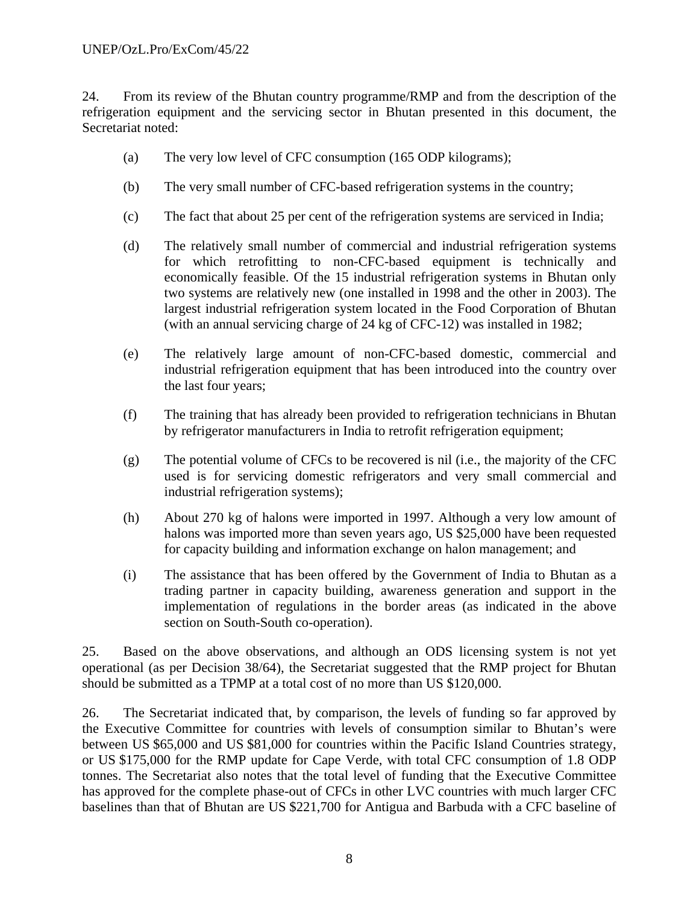24. From its review of the Bhutan country programme/RMP and from the description of the refrigeration equipment and the servicing sector in Bhutan presented in this document, the Secretariat noted:

(a) The very low level of CFC consumption (165 ODP kilograms);

(b) The very small number of CFC-based refrigeration systems in the country;

(c) The fact that about 25 per cent of the refrigeration systems are serviced in India;

(d) The relatively small number of commercial and industrial refrigeration systems for which retrofitting to non-CFC-based equipment is technically and economically feasible. Of the 15 industrial refrigeration systems in Bhutan only two systems are relatively new (one installed in 1998 and the other in 2003). The largest industrial refrigeration system located in the Food Corporation of Bhutan (with an annual servicing charge of 24 kg of CFC-12) was installed in 1982;

(e) The relatively large amount of non-CFC-based domestic, commercial and industrial refrigeration equipment that has been introduced into the country over the last four years;

(f) The training that has already been provided to refrigeration technicians in Bhutan by refrigerator manufacturers in India to retrofit refrigeration equipment;

(g) The potential volume of CFCs to be recovered is nil (i.e., the majority of the CFC used is for servicing domestic refrigerators and very small commercial and industrial refrigeration systems);

(h) About 270 kg of halons were imported in 1997. Although a very low amount of halons was imported more than seven years ago, US $25,000 have been requested for capacity building and information exchange on halon management; and

(i) The assistance that has been offered by the Government of India to Bhutan as a trading partner in capacity building, awareness generation and support in the implementation of regulations in the border areas (as indicated in the above section on South-South co-operation).

25. Based on the above observations, and although an ODS licensing system is not yet operational (as per Decision 38/64), the Secretariat suggested that the RMP project for Bhutan should be submitted as a TPMP at a total cost of no more than US $120,000.

26. The Secretariat indicated that, by comparison, the levels of funding so far approved by the Executive Committee for countries with levels of consumption similar to Bhutan's were between US $65,000 and US $81,000 for countries within the Pacific Island Countries strategy, or US $175,000 for the RMP update for Cape Verde, with total CFC consumption of 1.8 ODP tonnes. The Secretariat also notes that the total level of funding that the Executive Committee has approved for the complete phase-out of CFCs in other LVC countries with much larger CFC baselines than that of Bhutan are US $221,700 for Antigua and Barbuda with a CFC baseline of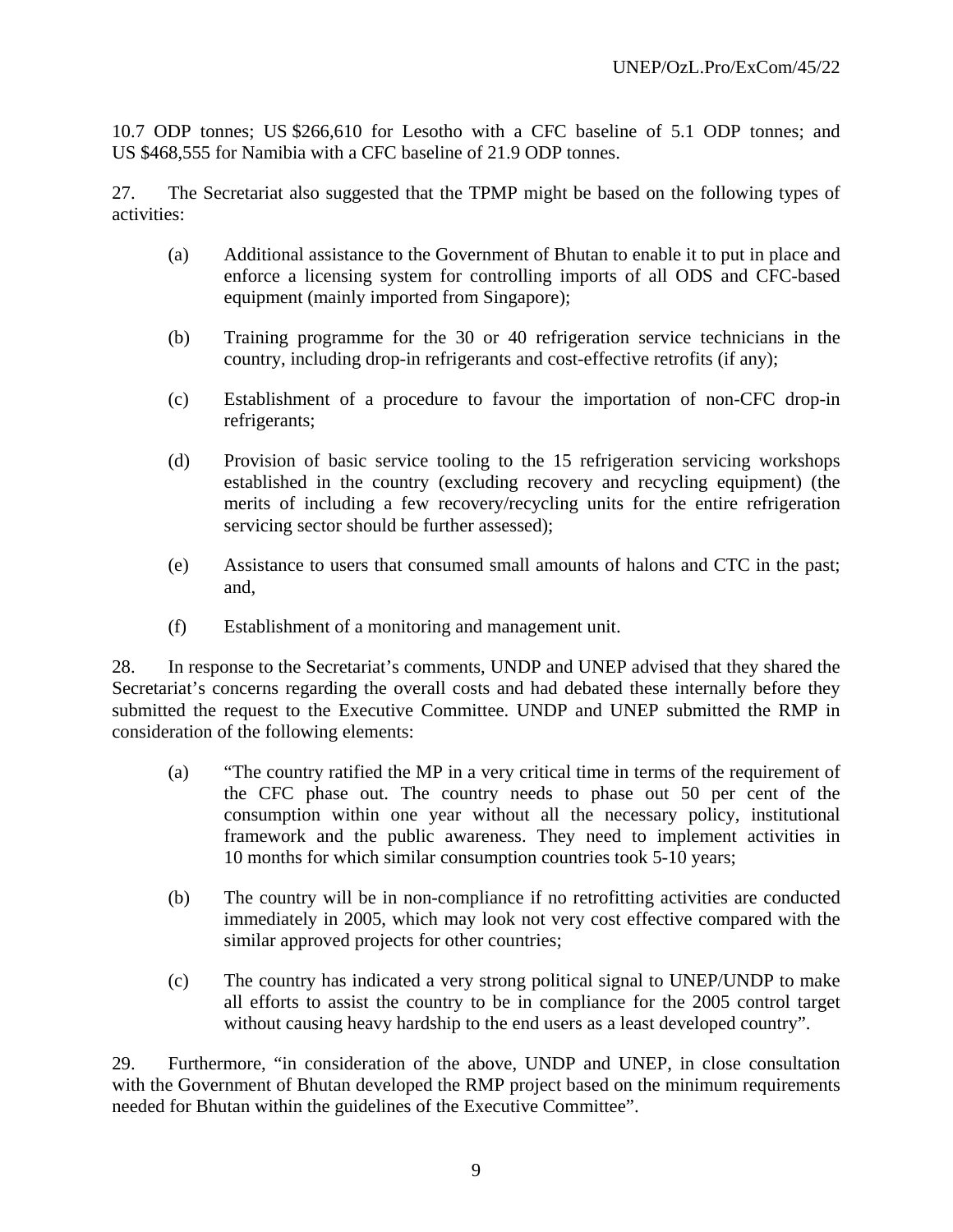10.7 ODP tonnes; US $266,610 for Lesotho with a CFC baseline of 5.1 ODP tonnes; and US $468,555 for Namibia with a CFC baseline of 21.9 ODP tonnes.

27. The Secretariat also suggested that the TPMP might be based on the following types of activities:

(a) Additional assistance to the Government of Bhutan to enable it to put in place and enforce a licensing system for controlling imports of all ODS and CFC-based equipment (mainly imported from Singapore);

(b) Training programme for the 30 or 40 refrigeration service technicians in the country, including drop-in refrigerants and cost-effective retrofits (if any);

(c) Establishment of a procedure to favour the importation of non-CFC drop-in refrigerants;

(d) Provision of basic service tooling to the 15 refrigeration servicing workshops established in the country (excluding recovery and recycling equipment) (the merits of including a few recovery/recycling units for the entire refrigeration servicing sector should be further assessed);

(e) Assistance to users that consumed small amounts of halons and CTC in the past; and,

(f) Establishment of a monitoring and management unit.

28. In response to the Secretariat's comments, UNDP and UNEP advised that they shared the Secretariat's concerns regarding the overall costs and had debated these internally before they submitted the request to the Executive Committee. UNDP and UNEP submitted the RMP in consideration of the following elements:

(a) "The country ratified the MP in a very critical time in terms of the requirement of the CFC phase out. The country needs to phase out 50 per cent of the consumption within one year without all the necessary policy, institutional framework and the public awareness. They need to implement activities in 10 months for which similar consumption countries took 5-10 years;

(b) The country will be in non-compliance if no retrofitting activities are conducted immediately in 2005, which may look not very cost effective compared with the similar approved projects for other countries;

(c) The country has indicated a very strong political signal to UNEP/UNDP to make all efforts to assist the country to be in compliance for the 2005 control target without causing heavy hardship to the end users as a least developed country".

29. Furthermore, "in consideration of the above, UNDP and UNEP, in close consultation with the Government of Bhutan developed the RMP project based on the minimum requirements needed for Bhutan within the guidelines of the Executive Committee".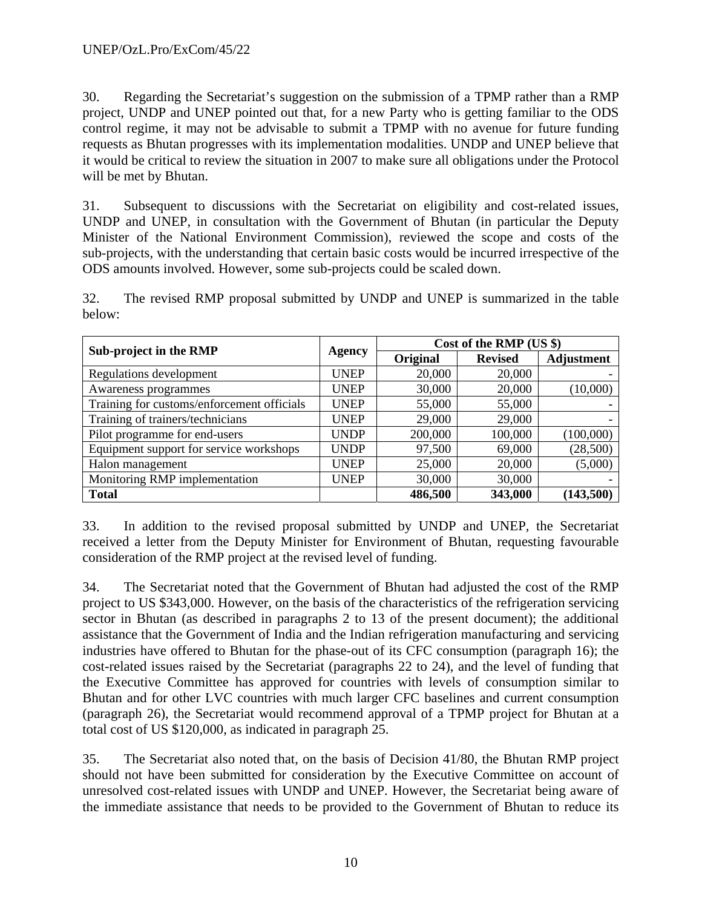30. Regarding the Secretariat's suggestion on the submission of a TPMP rather than a RMP project, UNDP and UNEP pointed out that, for a new Party who is getting familiar to the ODS control regime, it may not be advisable to submit a TPMP with no avenue for future funding requests as Bhutan progresses with its implementation modalities. UNDP and UNEP believe that it would be critical to review the situation in 2007 to make sure all obligations under the Protocol will be met by Bhutan.

31. Subsequent to discussions with the Secretariat on eligibility and cost-related issues, UNDP and UNEP, in consultation with the Government of Bhutan (in particular the Deputy Minister of the National Environment Commission), reviewed the scope and costs of the sub-projects, with the understanding that certain basic costs would be incurred irrespective of the ODS amounts involved. However, some sub-projects could be scaled down.

32. The revised RMP proposal submitted by UNDP and UNEP is summarized in the table below:

| Sub-project in the RMP | Agency | Cost of the RMP (US $) | | |
|---|---|---|---|---|
| | | Original | Revised | Adjustment |
| Regulations development | UNEP | 20,000 | 20,000 | - |
| Awareness programmes | UNEP | 30,000 | 20,000 | (10,000) |
| Training for customs/enforcement officials | UNEP | 55,000 | 55,000 | - |
| Training of trainers/technicians | UNEP | 29,000 | 29,000 | - |
| Pilot programme for end-users | UNDP | 200,000 | 100,000 | (100,000) |
| Equipment support for service workshops | UNDP | 97,500 | 69,000 | (28,500) |
| Halon management | UNEP | 25,000 | 20,000 | (5,000) |
| Monitoring RMP implementation | UNEP | 30,000 | 30,000 | - |
| **Total** | | **486,500** | **343,000** | **(143,500)** |

33. In addition to the revised proposal submitted by UNDP and UNEP, the Secretariat received a letter from the Deputy Minister for Environment of Bhutan, requesting favourable consideration of the RMP project at the revised level of funding.

34. The Secretariat noted that the Government of Bhutan had adjusted the cost of the RMP project to US $343,000. However, on the basis of the characteristics of the refrigeration servicing sector in Bhutan (as described in paragraphs 2 to 13 of the present document); the additional assistance that the Government of India and the Indian refrigeration manufacturing and servicing industries have offered to Bhutan for the phase-out of its CFC consumption (paragraph 16); the cost-related issues raised by the Secretariat (paragraphs 22 to 24), and the level of funding that the Executive Committee has approved for countries with levels of consumption similar to Bhutan and for other LVC countries with much larger CFC baselines and current consumption (paragraph 26), the Secretariat would recommend approval of a TPMP project for Bhutan at a total cost of US $120,000, as indicated in paragraph 25.

35. The Secretariat also noted that, on the basis of Decision 41/80, the Bhutan RMP project should not have been submitted for consideration by the Executive Committee on account of unresolved cost-related issues with UNDP and UNEP. However, the Secretariat being aware of the immediate assistance that needs to be provided to the Government of Bhutan to reduce its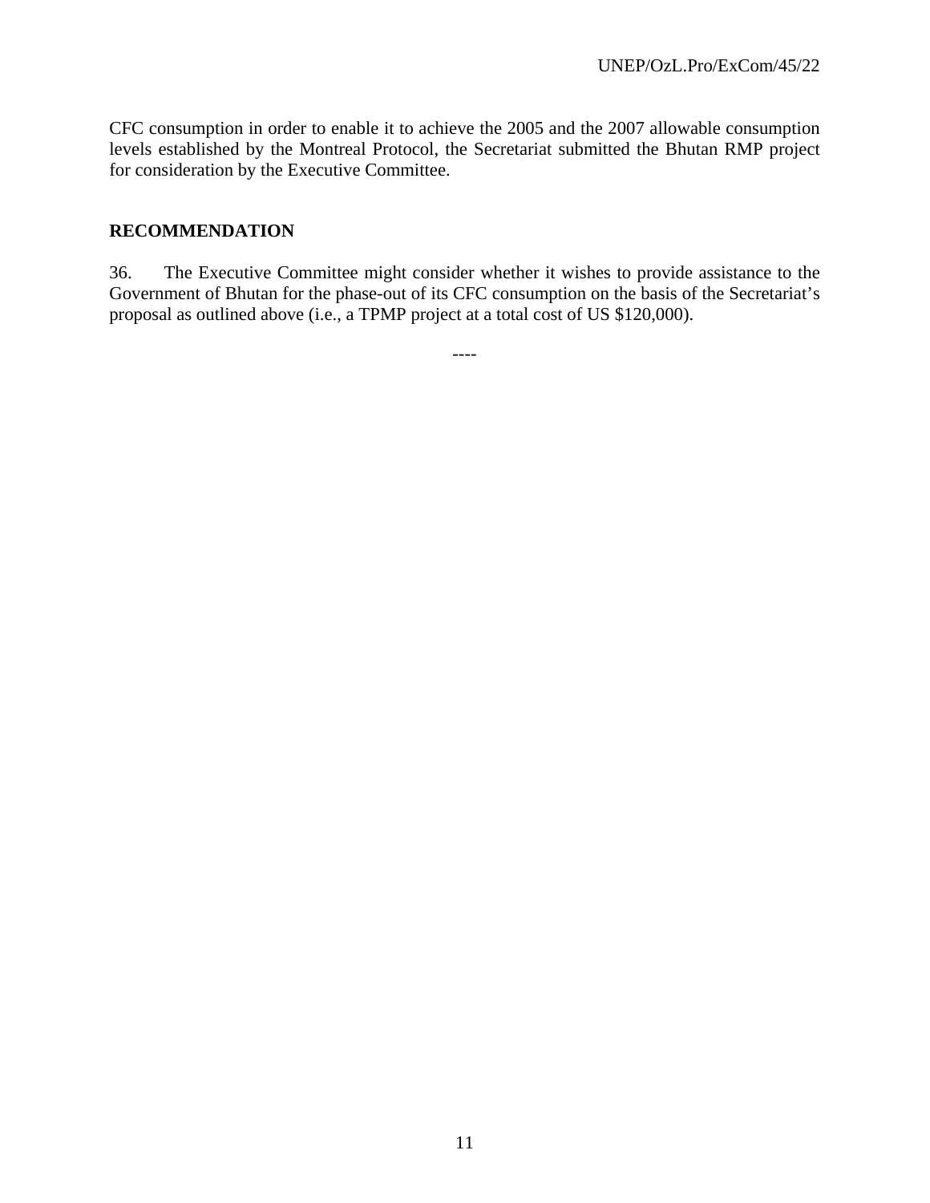CFC consumption in order to enable it to achieve the 2005 and the 2007 allowable consumption levels established by the Montreal Protocol, the Secretariat submitted the Bhutan RMP project for consideration by the Executive Committee.

## RECOMMENDATION

36. The Executive Committee might consider whether it wishes to provide assistance to the Government of Bhutan for the phase-out of its CFC consumption on the basis of the Secretariat's proposal as outlined above (i.e., a TPMP project at a total cost of US $120,000).

----